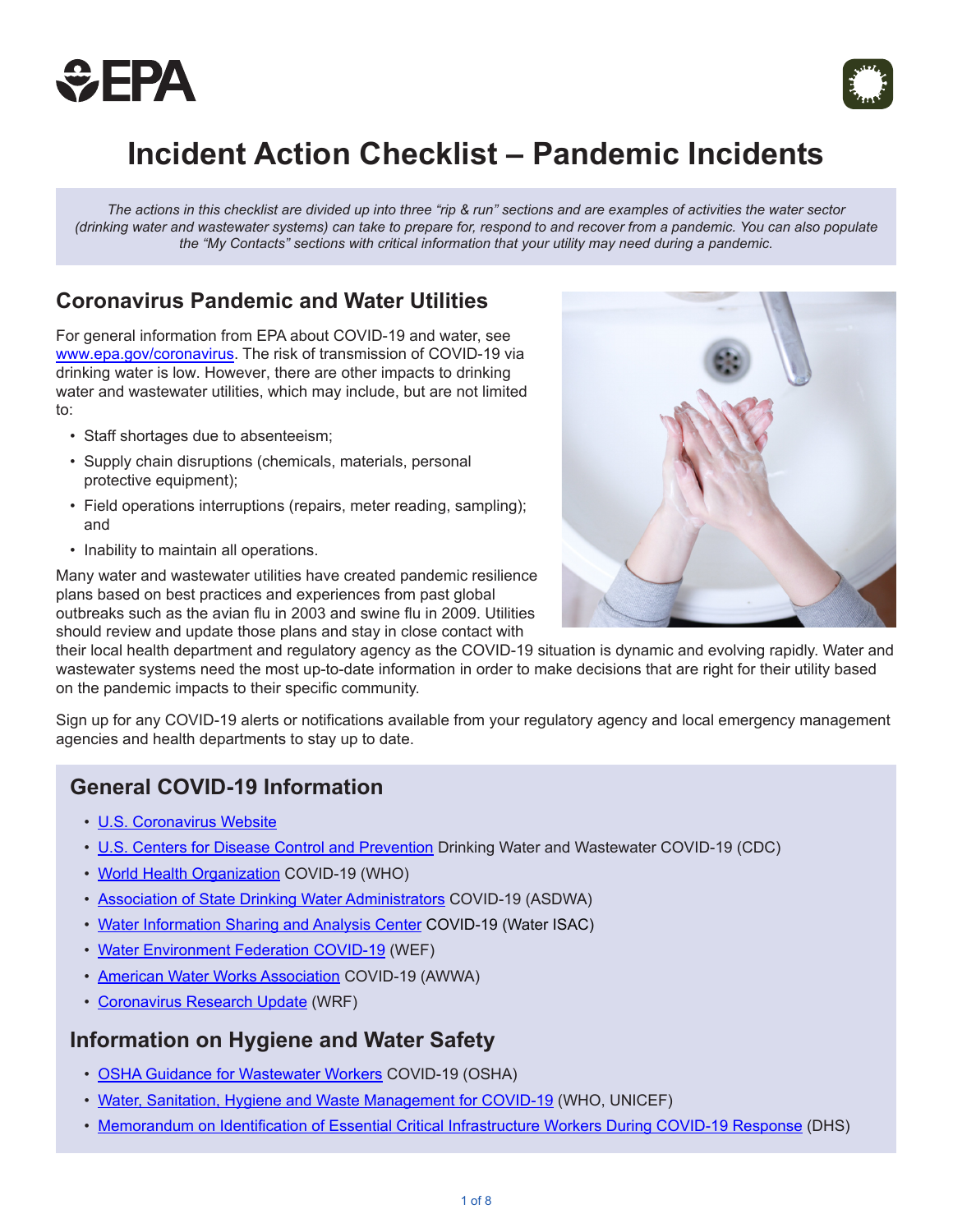# Incident Action Checklist – Pandemic Incidents

*The actions in this checklist are divided up into three "rip & run" sections and are examples of activities the water sector (drinking water and wastewater systems) can take to prepare for, respond to and recover from a pandemic. You can also populate the "My Contacts" sections with critical information that your utility may need during a pandemic.*

## Coronavirus Pandemic and Water Utilities

For general information from EPA about COVID-19 and water, see www.epa.gov/coronavirus. The risk of transmission of COVID-19 via drinking water is low. However, there are other impacts to drinking water and wastewater utilities, which may include, but are not limited to:

- Staff shortages due to absenteeism;
- Supply chain disruptions (chemicals, materials, personal protective equipment);
- Field operations interruptions (repairs, meter reading, sampling); and
- Inability to maintain all operations.

Many water and wastewater utilities have created pandemic resilience plans based on best practices and experiences from past global outbreaks such as the avian flu in 2003 and swine flu in 2009. Utilities should review and update those plans and stay in close contact with their local health department and regulatory agency as the COVID-19 situation is dynamic and evolving rapidly. Water and wastewater systems need the most up-to-date information in order to make decisions that are right for their utility based on the pandemic impacts to their specific community.

Sign up for any COVID-19 alerts or notifications available from your regulatory agency and local emergency management agencies and health departments to stay up to date.

## General COVID-19 Information

- U.S. Coronavirus Website
- U.S. Centers for Disease Control and Prevention Drinking Water and Wastewater COVID-19 (CDC)
- World Health Organization COVID-19 (WHO)
- Association of State Drinking Water Administrators COVID-19 (ASDWA)
- Water Information Sharing and Analysis Center COVID-19 (Water ISAC)
- Water Environment Federation COVID-19 (WEF)
- American Water Works Association COVID-19 (AWWA)
- Coronavirus Research Update (WRF)

## Information on Hygiene and Water Safety

- OSHA Guidance for Wastewater Workers COVID-19 (OSHA)
- Water, Sanitation, Hygiene and Waste Management for COVID-19 (WHO, UNICEF)
- Memorandum on Identification of Essential Critical Infrastructure Workers During COVID-19 Response (DHS)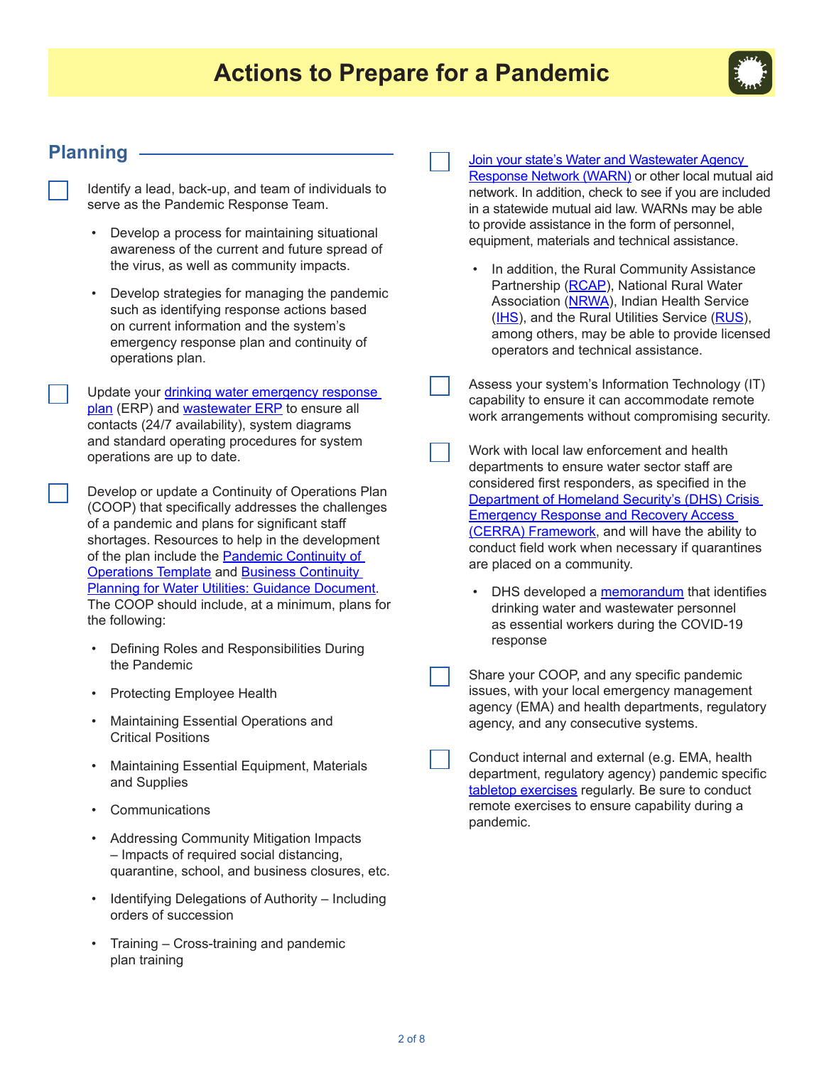# Actions to Prepare for a Pandemic

## Planning

- [ ] Identify a lead, back-up, and team of individuals to serve as the Pandemic Response Team.
    - Develop a process for maintaining situational awareness of the current and future spread of the virus, as well as community impacts.
    - Develop strategies for managing the pandemic such as identifying response actions based on current information and the system's emergency response plan and continuity of operations plan.

- [ ] Update your drinking water emergency response plan (ERP) and wastewater ERP to ensure all contacts (24/7 availability), system diagrams and standard operating procedures for system operations are up to date.

- [ ] Develop or update a Continuity of Operations Plan (COOP) that specifically addresses the challenges of a pandemic and plans for significant staff shortages. Resources to help in the development of the plan include the Pandemic Continuity of Operations Template and Business Continuity Planning for Water Utilities: Guidance Document. The COOP should include, at a minimum, plans for the following:
    - Defining Roles and Responsibilities During the Pandemic
    - Protecting Employee Health
    - Maintaining Essential Operations and Critical Positions
    - Maintaining Essential Equipment, Materials and Supplies
    - Communications
    - Addressing Community Mitigation Impacts – Impacts of required social distancing, quarantine, school, and business closures, etc.
    - Identifying Delegations of Authority – Including orders of succession
    - Training – Cross-training and pandemic plan training

- [ ] Join your state's Water and Wastewater Agency Response Network (WARN) or other local mutual aid network. In addition, check to see if you are included in a statewide mutual aid law. WARNs may be able to provide assistance in the form of personnel, equipment, materials and technical assistance.
    - In addition, the Rural Community Assistance Partnership (RCAP), National Rural Water Association (NRWA), Indian Health Service (IHS), and the Rural Utilities Service (RUS), among others, may be able to provide licensed operators and technical assistance.

- [ ] Assess your system's Information Technology (IT) capability to ensure it can accommodate remote work arrangements without compromising security.

- [ ] Work with local law enforcement and health departments to ensure water sector staff are considered first responders, as specified in the Department of Homeland Security's (DHS) Crisis Emergency Response and Recovery Access (CERRA) Framework, and will have the ability to conduct field work when necessary if quarantines are placed on a community.
    - DHS developed a memorandum that identifies drinking water and wastewater personnel as essential workers during the COVID-19 response

- [ ] Share your COOP, and any specific pandemic issues, with your local emergency management agency (EMA) and health departments, regulatory agency, and any consecutive systems.

- [ ] Conduct internal and external (e.g. EMA, health department, regulatory agency) pandemic specific tabletop exercises regularly. Be sure to conduct remote exercises to ensure capability during a pandemic.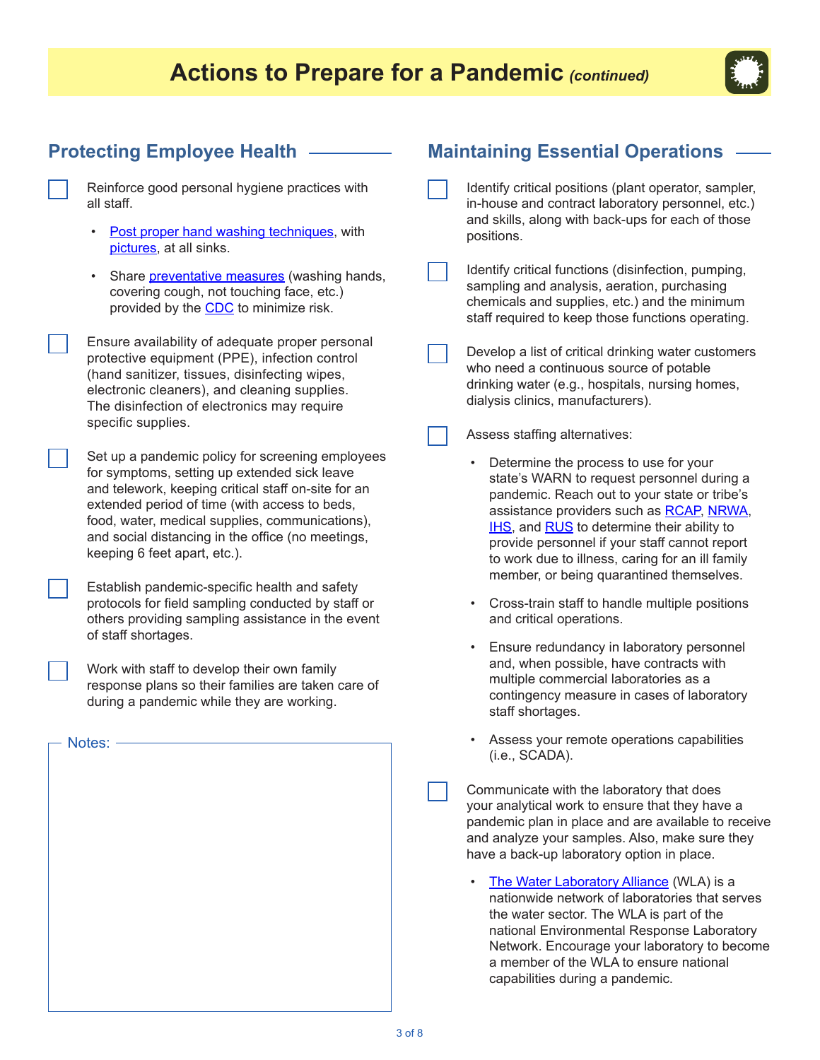# Actions to Prepare for a Pandemic *(continued)*

## Protecting Employee Health

- [ ] Reinforce good personal hygiene practices with all staff.
    - Post proper hand washing techniques, with pictures, at all sinks.
    - Share preventative measures (washing hands, covering cough, not touching face, etc.) provided by the CDC to minimize risk.
- [ ] Ensure availability of adequate proper personal protective equipment (PPE), infection control (hand sanitizer, tissues, disinfecting wipes, electronic cleaners), and cleaning supplies. The disinfection of electronics may require specific supplies.
- [ ] Set up a pandemic policy for screening employees for symptoms, setting up extended sick leave and telework, keeping critical staff on-site for an extended period of time (with access to beds, food, water, medical supplies, communications), and social distancing in the office (no meetings, keeping 6 feet apart, etc.).
- [ ] Establish pandemic-specific health and safety protocols for field sampling conducted by staff or others providing sampling assistance in the event of staff shortages.
- [ ] Work with staff to develop their own family response plans so their families are taken care of during a pandemic while they are working.

Notes:

## Maintaining Essential Operations

- [ ] Identify critical positions (plant operator, sampler, in-house and contract laboratory personnel, etc.) and skills, along with back-ups for each of those positions.
- [ ] Identify critical functions (disinfection, pumping, sampling and analysis, aeration, purchasing chemicals and supplies, etc.) and the minimum staff required to keep those functions operating.
- [ ] Develop a list of critical drinking water customers who need a continuous source of potable drinking water (e.g., hospitals, nursing homes, dialysis clinics, manufacturers).
- [ ] Assess staffing alternatives:
    - Determine the process to use for your state's WARN to request personnel during a pandemic. Reach out to your state or tribe's assistance providers such as RCAP, NRWA, IHS, and RUS to determine their ability to provide personnel if your staff cannot report to work due to illness, caring for an ill family member, or being quarantined themselves.
    - Cross-train staff to handle multiple positions and critical operations.
    - Ensure redundancy in laboratory personnel and, when possible, have contracts with multiple commercial laboratories as a contingency measure in cases of laboratory staff shortages.
    - Assess your remote operations capabilities (i.e., SCADA).
- [ ] Communicate with the laboratory that does your analytical work to ensure that they have a pandemic plan in place and are available to receive and analyze your samples. Also, make sure they have a back-up laboratory option in place.
    - The Water Laboratory Alliance (WLA) is a nationwide network of laboratories that serves the water sector. The WLA is part of the national Environmental Response Laboratory Network. Encourage your laboratory to become a member of the WLA to ensure national capabilities during a pandemic.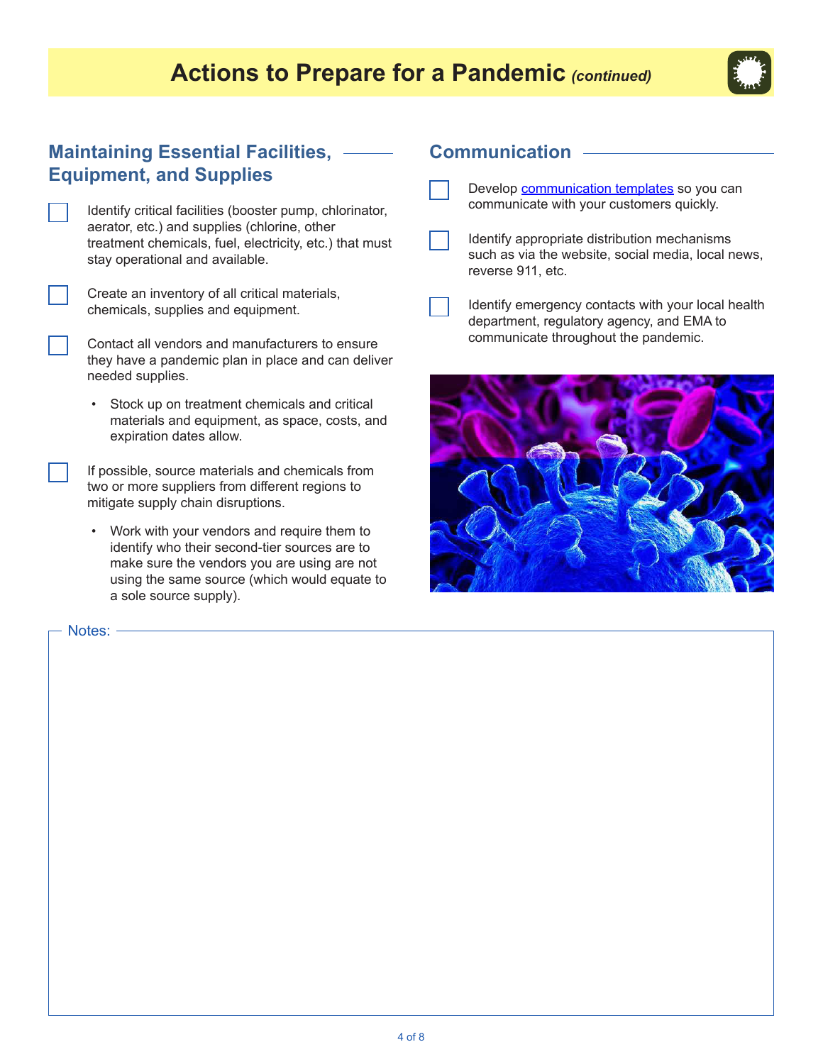# Actions to Prepare for a Pandemic *(continued)*

## Maintaining Essential Facilities, Equipment, and Supplies

- [ ] Identify critical facilities (booster pump, chlorinator, aerator, etc.) and supplies (chlorine, other treatment chemicals, fuel, electricity, etc.) that must stay operational and available.
- [ ] Create an inventory of all critical materials, chemicals, supplies and equipment.
- [ ] Contact all vendors and manufacturers to ensure they have a pandemic plan in place and can deliver needed supplies.
    - Stock up on treatment chemicals and critical materials and equipment, as space, costs, and expiration dates allow.
- [ ] If possible, source materials and chemicals from two or more suppliers from different regions to mitigate supply chain disruptions.
    - Work with your vendors and require them to identify who their second-tier sources are to make sure the vendors you are using are not using the same source (which would equate to a sole source supply).

## Communication

- [ ] Develop communication templates so you can communicate with your customers quickly.
- [ ] Identify appropriate distribution mechanisms such as via the website, social media, local news, reverse 911, etc.
- [ ] Identify emergency contacts with your local health department, regulatory agency, and EMA to communicate throughout the pandemic.

Notes: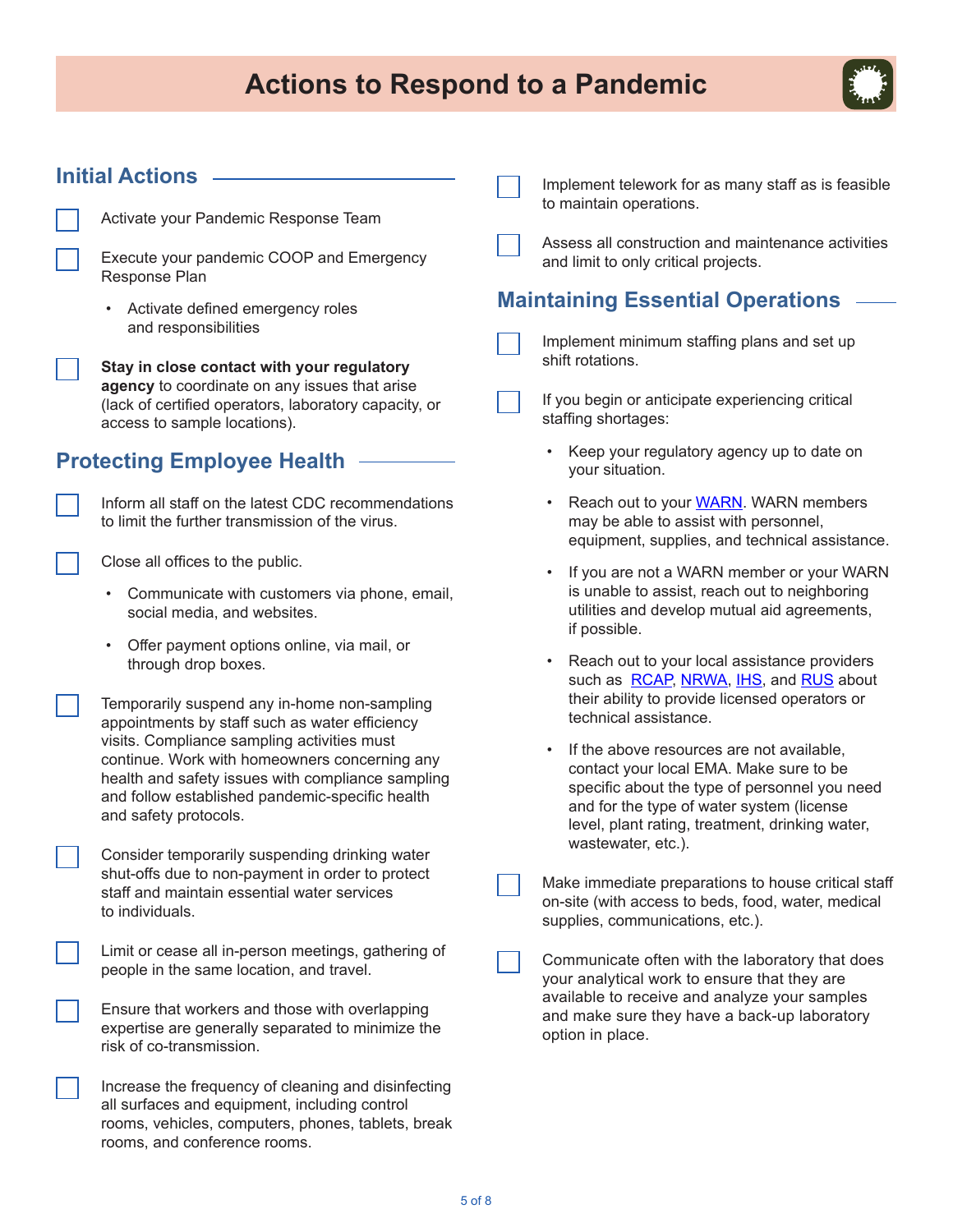# Actions to Respond to a Pandemic

## Initial Actions

- [ ] Activate your Pandemic Response Team
- [ ] Execute your pandemic COOP and Emergency Response Plan
    - Activate defined emergency roles and responsibilities
- [ ] **Stay in close contact with your regulatory agency** to coordinate on any issues that arise (lack of certified operators, laboratory capacity, or access to sample locations).

## Protecting Employee Health

- [ ] Inform all staff on the latest CDC recommendations to limit the further transmission of the virus.
- [ ] Close all offices to the public.
    - Communicate with customers via phone, email, social media, and websites.
    - Offer payment options online, via mail, or through drop boxes.
- [ ] Temporarily suspend any in-home non-sampling appointments by staff such as water efficiency visits. Compliance sampling activities must continue. Work with homeowners concerning any health and safety issues with compliance sampling and follow established pandemic-specific health and safety protocols.
- [ ] Consider temporarily suspending drinking water shut-offs due to non-payment in order to protect staff and maintain essential water services to individuals.
- [ ] Limit or cease all in-person meetings, gathering of people in the same location, and travel.
- [ ] Ensure that workers and those with overlapping expertise are generally separated to minimize the risk of co-transmission.
- [ ] Increase the frequency of cleaning and disinfecting all surfaces and equipment, including control rooms, vehicles, computers, phones, tablets, break rooms, and conference rooms.
- [ ] Implement telework for as many staff as is feasible to maintain operations.
- [ ] Assess all construction and maintenance activities and limit to only critical projects.

## Maintaining Essential Operations

- [ ] Implement minimum staffing plans and set up shift rotations.
- [ ] If you begin or anticipate experiencing critical staffing shortages:
    - Keep your regulatory agency up to date on your situation.
    - Reach out to your WARN. WARN members may be able to assist with personnel, equipment, supplies, and technical assistance.
    - If you are not a WARN member or your WARN is unable to assist, reach out to neighboring utilities and develop mutual aid agreements, if possible.
    - Reach out to your local assistance providers such as RCAP, NRWA, IHS, and RUS about their ability to provide licensed operators or technical assistance.
    - If the above resources are not available, contact your local EMA. Make sure to be specific about the type of personnel you need and for the type of water system (license level, plant rating, treatment, drinking water, wastewater, etc.).
- [ ] Make immediate preparations to house critical staff on-site (with access to beds, food, water, medical supplies, communications, etc.).
- [ ] Communicate often with the laboratory that does your analytical work to ensure that they are available to receive and analyze your samples and make sure they have a back-up laboratory option in place.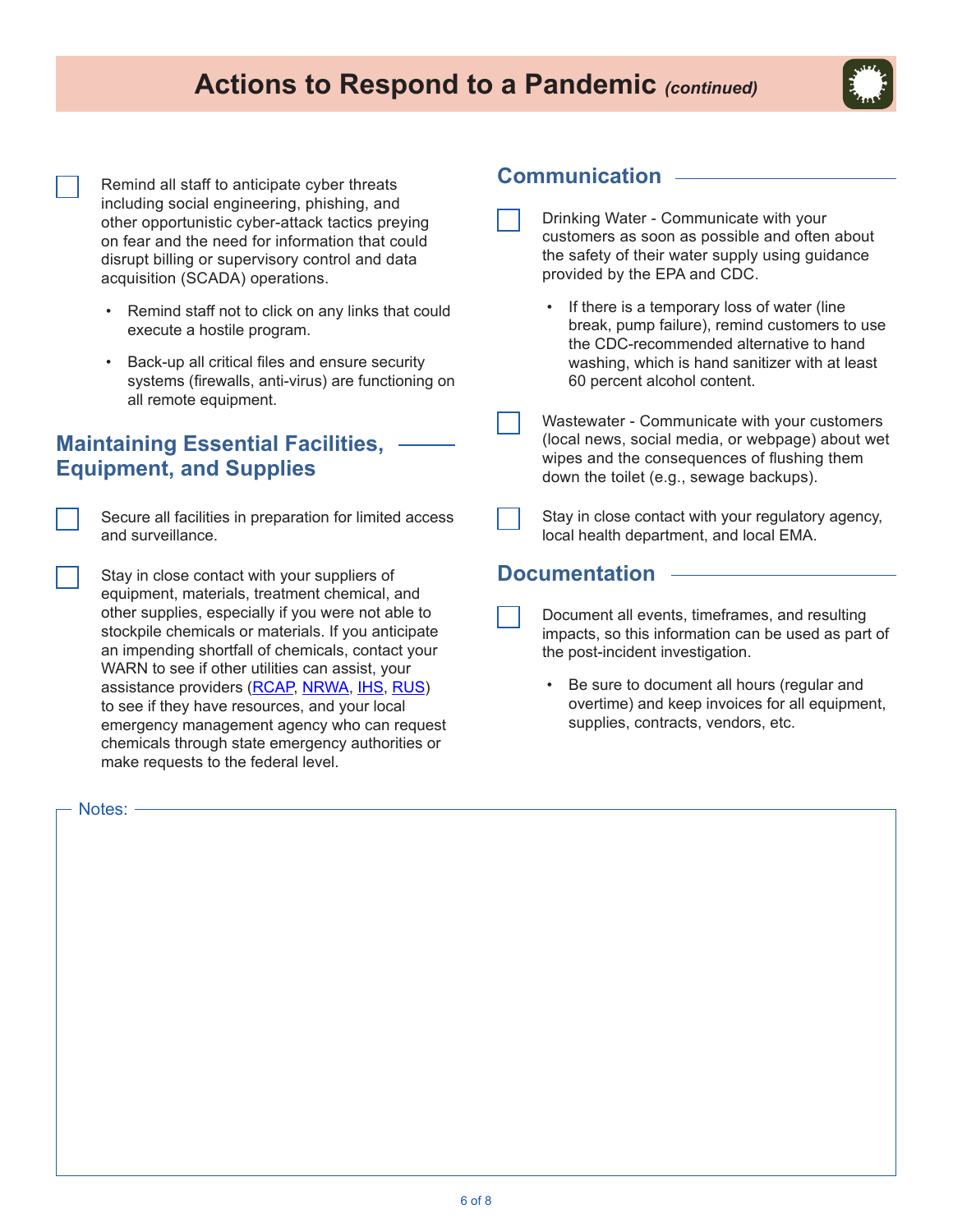# Actions to Respond to a Pandemic *(continued)*

- [ ] Remind all staff to anticipate cyber threats including social engineering, phishing, and other opportunistic cyber-attack tactics preying on fear and the need for information that could disrupt billing or supervisory control and data acquisition (SCADA) operations.
  - Remind staff not to click on any links that could execute a hostile program.
  - Back-up all critical files and ensure security systems (firewalls, anti-virus) are functioning on all remote equipment.

## Maintaining Essential Facilities, Equipment, and Supplies

- [ ] Secure all facilities in preparation for limited access and surveillance.
- [ ] Stay in close contact with your suppliers of equipment, materials, treatment chemical, and other supplies, especially if you were not able to stockpile chemicals or materials. If you anticipate an impending shortfall of chemicals, contact your WARN to see if other utilities can assist, your assistance providers (RCAP, NRWA, IHS, RUS) to see if they have resources, and your local emergency management agency who can request chemicals through state emergency authorities or make requests to the federal level.

## Communication

- [ ] Drinking Water - Communicate with your customers as soon as possible and often about the safety of their water supply using guidance provided by the EPA and CDC.
  - If there is a temporary loss of water (line break, pump failure), remind customers to use the CDC-recommended alternative to hand washing, which is hand sanitizer with at least 60 percent alcohol content.
- [ ] Wastewater - Communicate with your customers (local news, social media, or webpage) about wet wipes and the consequences of flushing them down the toilet (e.g., sewage backups).
- [ ] Stay in close contact with your regulatory agency, local health department, and local EMA.

## Documentation

- [ ] Document all events, timeframes, and resulting impacts, so this information can be used as part of the post-incident investigation.
  - Be sure to document all hours (regular and overtime) and keep invoices for all equipment, supplies, contracts, vendors, etc.

Notes: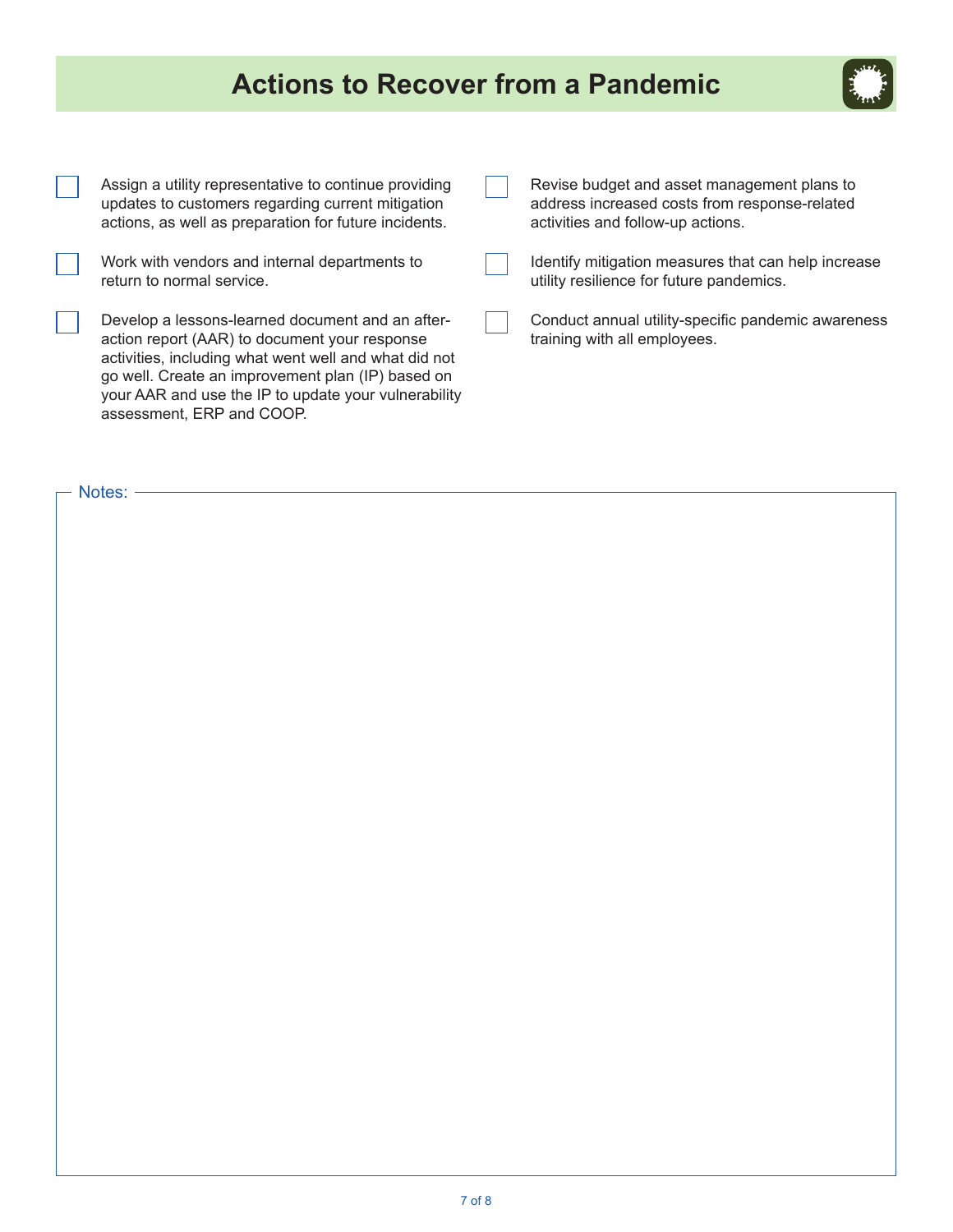# Actions to Recover from a Pandemic

- [ ] Assign a utility representative to continue providing updates to customers regarding current mitigation actions, as well as preparation for future incidents.
- [ ] Work with vendors and internal departments to return to normal service.
- [ ] Develop a lessons-learned document and an after-action report (AAR) to document your response activities, including what went well and what did not go well. Create an improvement plan (IP) based on your AAR and use the IP to update your vulnerability assessment, ERP and COOP.
- [ ] Revise budget and asset management plans to address increased costs from response-related activities and follow-up actions.
- [ ] Identify mitigation measures that can help increase utility resilience for future pandemics.
- [ ] Conduct annual utility-specific pandemic awareness training with all employees.

Notes: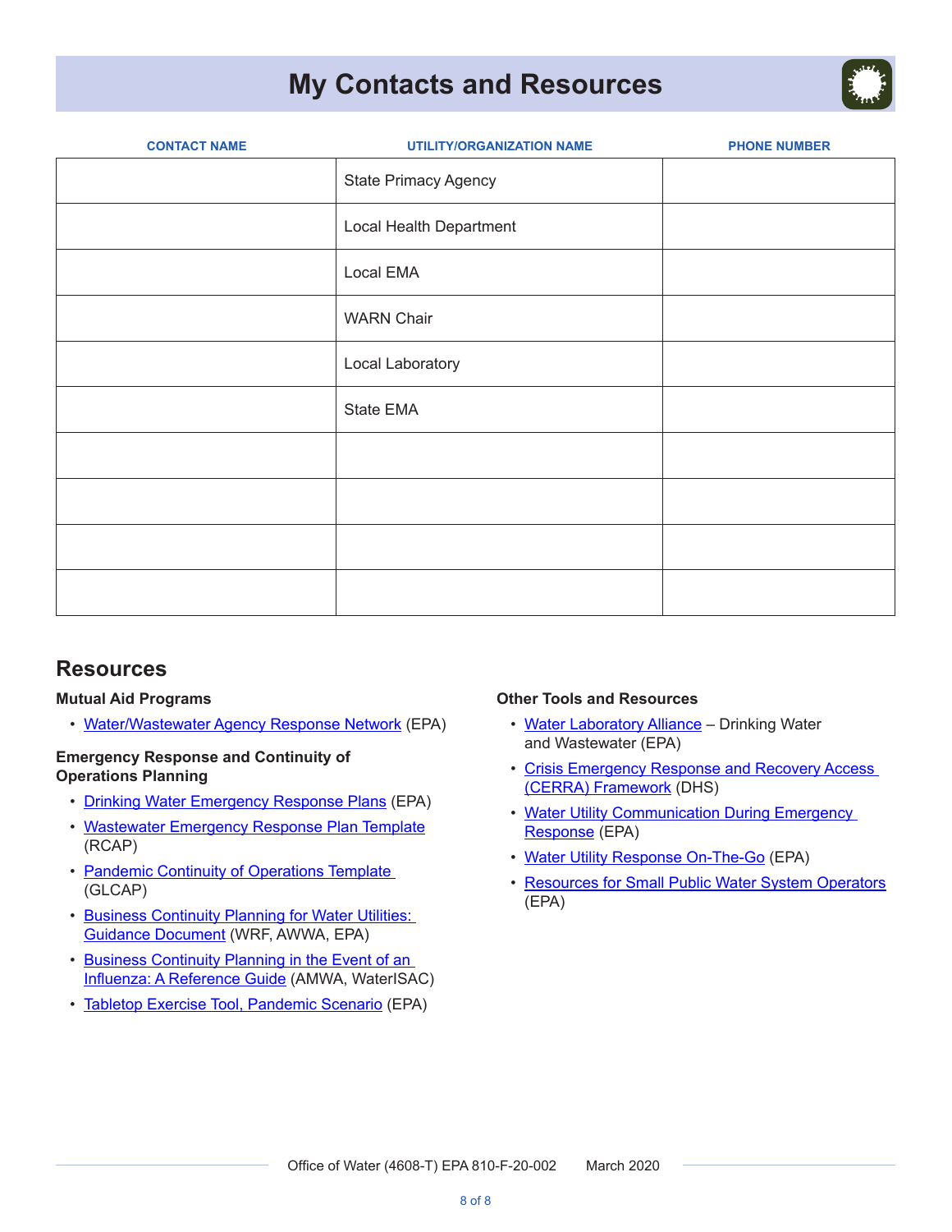# My Contacts and Resources

| CONTACT NAME | UTILITY/ORGANIZATION NAME | PHONE NUMBER |
|---|---|---|
| | State Primacy Agency | |
| | Local Health Department | |
| | Local EMA | |
| | WARN Chair | |
| | Local Laboratory | |
| | State EMA | |
| | | |
| | | |
| | | |
| | | |

## Resources

**Mutual Aid Programs**

- Water/Wastewater Agency Response Network (EPA)

**Emergency Response and Continuity of Operations Planning**

- Drinking Water Emergency Response Plans (EPA)
- Wastewater Emergency Response Plan Template (RCAP)
- Pandemic Continuity of Operations Template (GLCAP)
- Business Continuity Planning for Water Utilities: Guidance Document (WRF, AWWA, EPA)
- Business Continuity Planning in the Event of an Influenza: A Reference Guide (AMWA, WaterISAC)
- Tabletop Exercise Tool, Pandemic Scenario (EPA)

**Other Tools and Resources**

- Water Laboratory Alliance – Drinking Water and Wastewater (EPA)
- Crisis Emergency Response and Recovery Access (CERRA) Framework (DHS)
- Water Utility Communication During Emergency Response (EPA)
- Water Utility Response On-The-Go (EPA)
- Resources for Small Public Water System Operators (EPA)

Office of Water (4608-T) EPA 810-F-20-002 March 2020